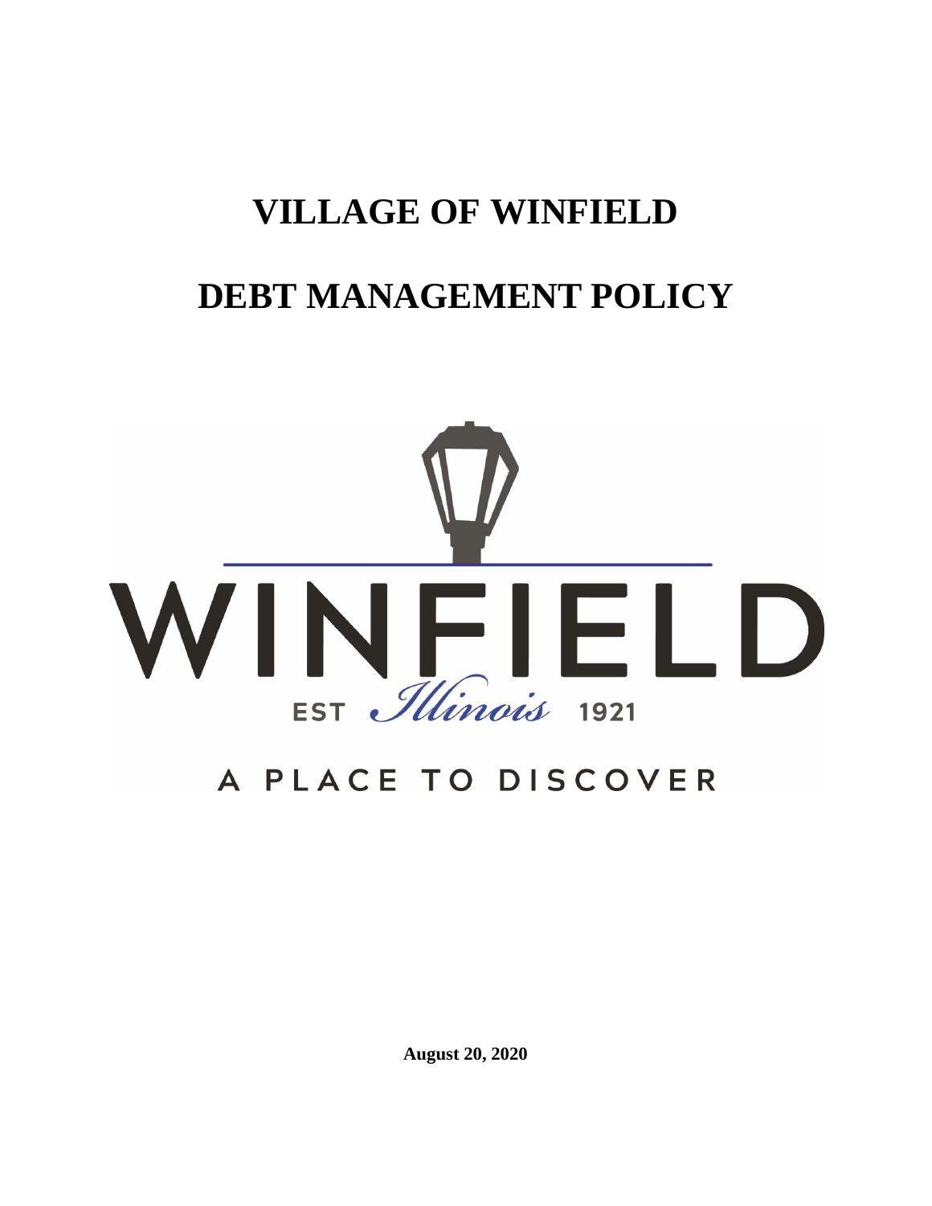# VILLAGE OF WINFIELD

# DEBT MANAGEMENT POLICY

WINFIELD

EST *Illinois* 1921

A PLACE TO DISCOVER

**August 20, 2020**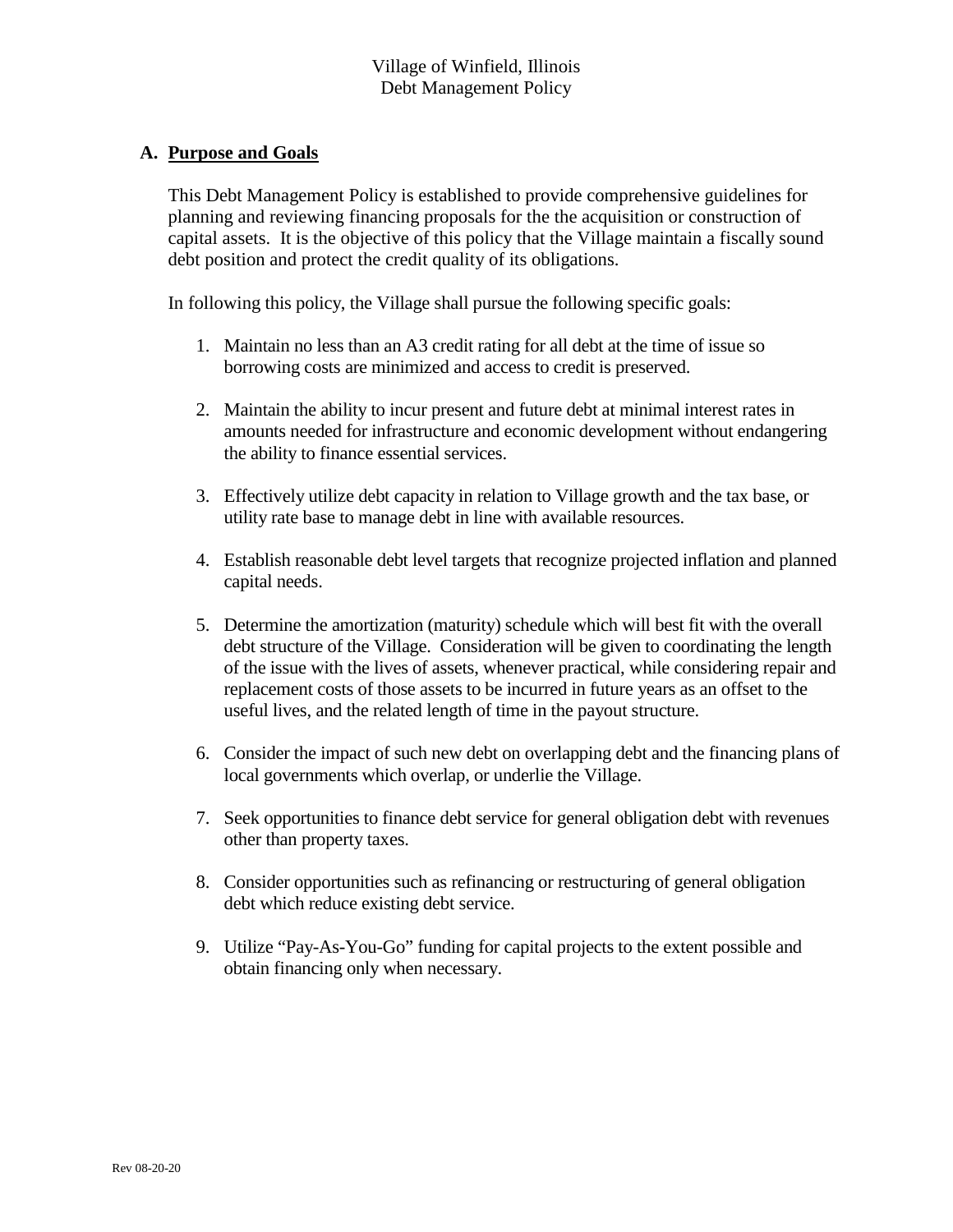Village of Winfield, Illinois
Debt Management Policy

## A. Purpose and Goals

This Debt Management Policy is established to provide comprehensive guidelines for planning and reviewing financing proposals for the the acquisition or construction of capital assets. It is the objective of this policy that the Village maintain a fiscally sound debt position and protect the credit quality of its obligations.

In following this policy, the Village shall pursue the following specific goals:

1. Maintain no less than an A3 credit rating for all debt at the time of issue so borrowing costs are minimized and access to credit is preserved.

2. Maintain the ability to incur present and future debt at minimal interest rates in amounts needed for infrastructure and economic development without endangering the ability to finance essential services.

3. Effectively utilize debt capacity in relation to Village growth and the tax base, or utility rate base to manage debt in line with available resources.

4. Establish reasonable debt level targets that recognize projected inflation and planned capital needs.

5. Determine the amortization (maturity) schedule which will best fit with the overall debt structure of the Village. Consideration will be given to coordinating the length of the issue with the lives of assets, whenever practical, while considering repair and replacement costs of those assets to be incurred in future years as an offset to the useful lives, and the related length of time in the payout structure.

6. Consider the impact of such new debt on overlapping debt and the financing plans of local governments which overlap, or underlie the Village.

7. Seek opportunities to finance debt service for general obligation debt with revenues other than property taxes.

8. Consider opportunities such as refinancing or restructuring of general obligation debt which reduce existing debt service.

9. Utilize "Pay-As-You-Go" funding for capital projects to the extent possible and obtain financing only when necessary.

Rev 08-20-20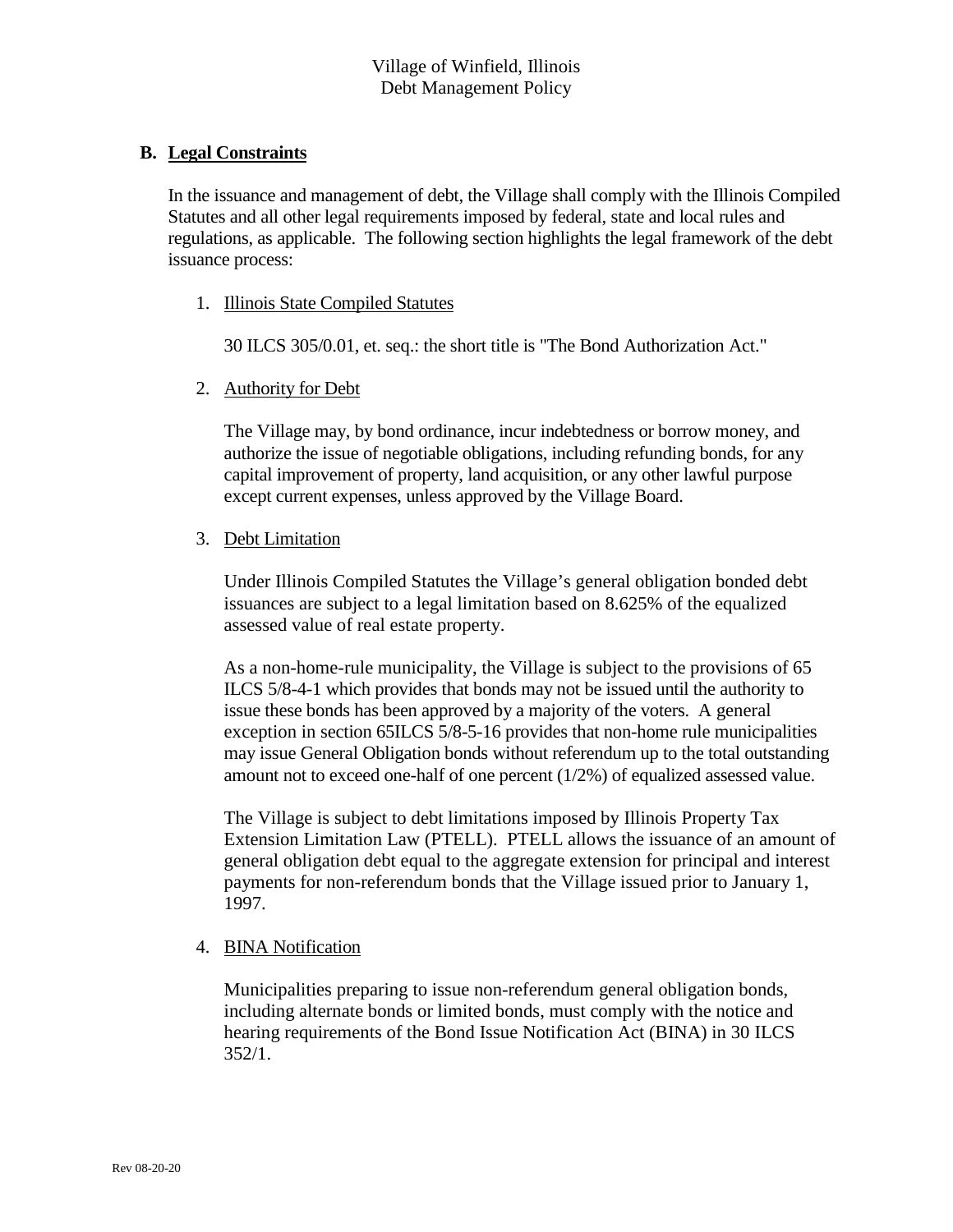## B. Legal Constraints

In the issuance and management of debt, the Village shall comply with the Illinois Compiled Statutes and all other legal requirements imposed by federal, state and local rules and regulations, as applicable. The following section highlights the legal framework of the debt issuance process:

1. Illinois State Compiled Statutes

   30 ILCS 305/0.01, et. seq.: the short title is "The Bond Authorization Act."

2. Authority for Debt

   The Village may, by bond ordinance, incur indebtedness or borrow money, and authorize the issue of negotiable obligations, including refunding bonds, for any capital improvement of property, land acquisition, or any other lawful purpose except current expenses, unless approved by the Village Board.

3. Debt Limitation

   Under Illinois Compiled Statutes the Village's general obligation bonded debt issuances are subject to a legal limitation based on 8.625% of the equalized assessed value of real estate property.

   As a non-home-rule municipality, the Village is subject to the provisions of 65 ILCS 5/8-4-1 which provides that bonds may not be issued until the authority to issue these bonds has been approved by a majority of the voters. A general exception in section 65ILCS 5/8-5-16 provides that non-home rule municipalities may issue General Obligation bonds without referendum up to the total outstanding amount not to exceed one-half of one percent (1/2%) of equalized assessed value.

   The Village is subject to debt limitations imposed by Illinois Property Tax Extension Limitation Law (PTELL). PTELL allows the issuance of an amount of general obligation debt equal to the aggregate extension for principal and interest payments for non-referendum bonds that the Village issued prior to January 1, 1997.

4. BINA Notification

   Municipalities preparing to issue non-referendum general obligation bonds, including alternate bonds or limited bonds, must comply with the notice and hearing requirements of the Bond Issue Notification Act (BINA) in 30 ILCS 352/1.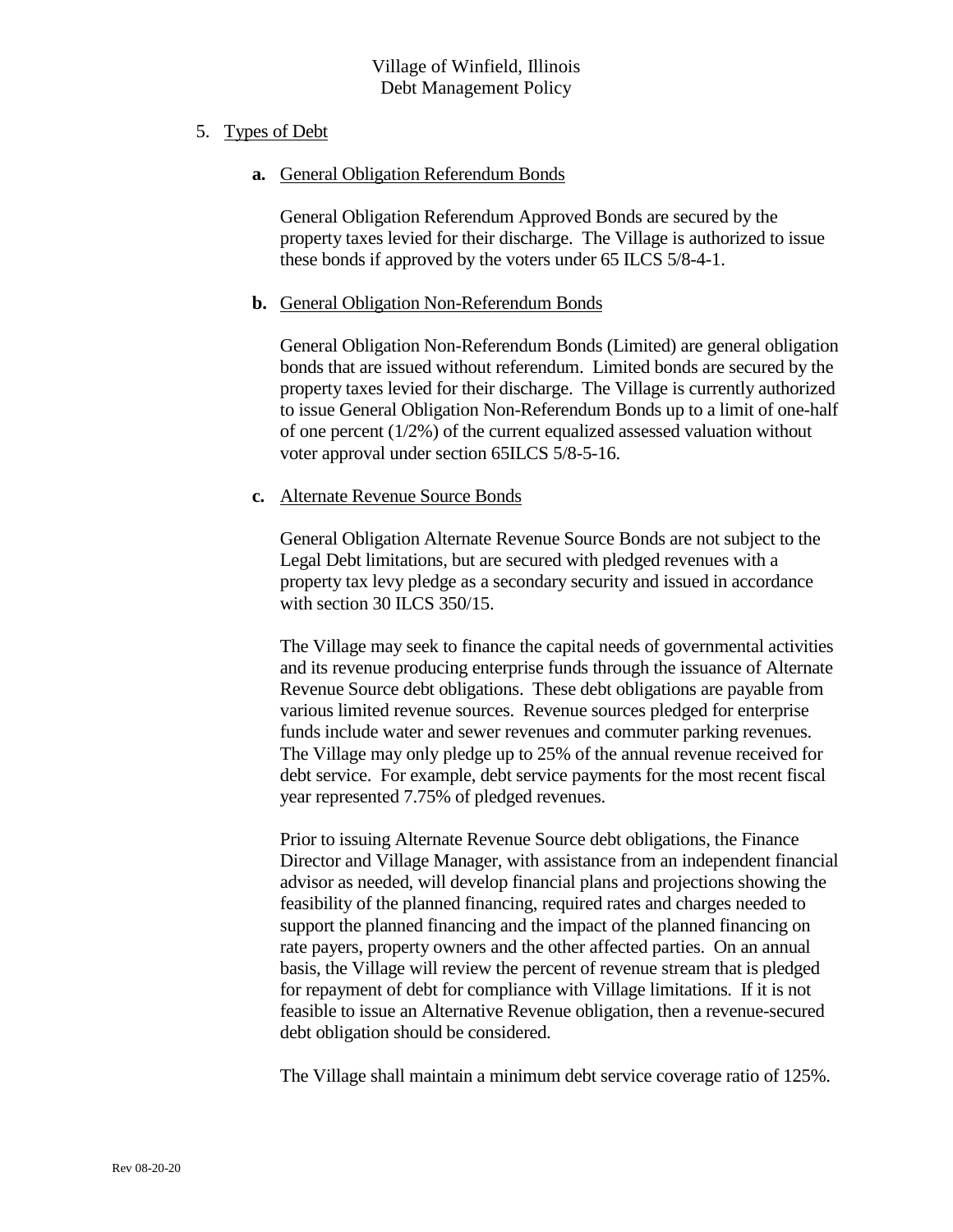5. Types of Debt

**a.** General Obligation Referendum Bonds

General Obligation Referendum Approved Bonds are secured by the property taxes levied for their discharge. The Village is authorized to issue these bonds if approved by the voters under 65 ILCS 5/8-4-1.

**b.** General Obligation Non-Referendum Bonds

General Obligation Non-Referendum Bonds (Limited) are general obligation bonds that are issued without referendum. Limited bonds are secured by the property taxes levied for their discharge. The Village is currently authorized to issue General Obligation Non-Referendum Bonds up to a limit of one-half of one percent (1/2%) of the current equalized assessed valuation without voter approval under section 65ILCS 5/8-5-16.

**c.** Alternate Revenue Source Bonds

General Obligation Alternate Revenue Source Bonds are not subject to the Legal Debt limitations, but are secured with pledged revenues with a property tax levy pledge as a secondary security and issued in accordance with section 30 ILCS 350/15.

The Village may seek to finance the capital needs of governmental activities and its revenue producing enterprise funds through the issuance of Alternate Revenue Source debt obligations. These debt obligations are payable from various limited revenue sources. Revenue sources pledged for enterprise funds include water and sewer revenues and commuter parking revenues. The Village may only pledge up to 25% of the annual revenue received for debt service. For example, debt service payments for the most recent fiscal year represented 7.75% of pledged revenues.

Prior to issuing Alternate Revenue Source debt obligations, the Finance Director and Village Manager, with assistance from an independent financial advisor as needed, will develop financial plans and projections showing the feasibility of the planned financing, required rates and charges needed to support the planned financing and the impact of the planned financing on rate payers, property owners and the other affected parties. On an annual basis, the Village will review the percent of revenue stream that is pledged for repayment of debt for compliance with Village limitations. If it is not feasible to issue an Alternative Revenue obligation, then a revenue-secured debt obligation should be considered.

The Village shall maintain a minimum debt service coverage ratio of 125%.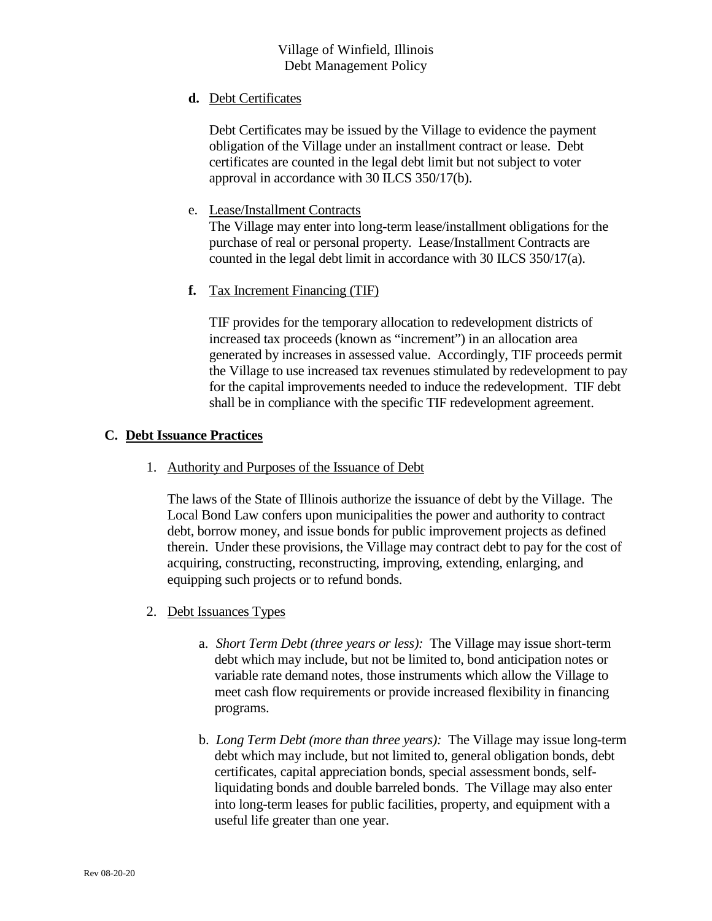**d.** Debt Certificates

Debt Certificates may be issued by the Village to evidence the payment obligation of the Village under an installment contract or lease. Debt certificates are counted in the legal debt limit but not subject to voter approval in accordance with 30 ILCS 350/17(b).

e. Lease/Installment Contracts

The Village may enter into long-term lease/installment obligations for the purchase of real or personal property. Lease/Installment Contracts are counted in the legal debt limit in accordance with 30 ILCS 350/17(a).

**f.** Tax Increment Financing (TIF)

TIF provides for the temporary allocation to redevelopment districts of increased tax proceeds (known as "increment") in an allocation area generated by increases in assessed value. Accordingly, TIF proceeds permit the Village to use increased tax revenues stimulated by redevelopment to pay for the capital improvements needed to induce the redevelopment. TIF debt shall be in compliance with the specific TIF redevelopment agreement.

## C. Debt Issuance Practices

1. Authority and Purposes of the Issuance of Debt

The laws of the State of Illinois authorize the issuance of debt by the Village. The Local Bond Law confers upon municipalities the power and authority to contract debt, borrow money, and issue bonds for public improvement projects as defined therein. Under these provisions, the Village may contract debt to pay for the cost of acquiring, constructing, reconstructing, improving, extending, enlarging, and equipping such projects or to refund bonds.

2. Debt Issuances Types

a. *Short Term Debt (three years or less):* The Village may issue short-term debt which may include, but not be limited to, bond anticipation notes or variable rate demand notes, those instruments which allow the Village to meet cash flow requirements or provide increased flexibility in financing programs.

b. *Long Term Debt (more than three years):* The Village may issue long-term debt which may include, but not limited to, general obligation bonds, debt certificates, capital appreciation bonds, special assessment bonds, self-liquidating bonds and double barreled bonds. The Village may also enter into long-term leases for public facilities, property, and equipment with a useful life greater than one year.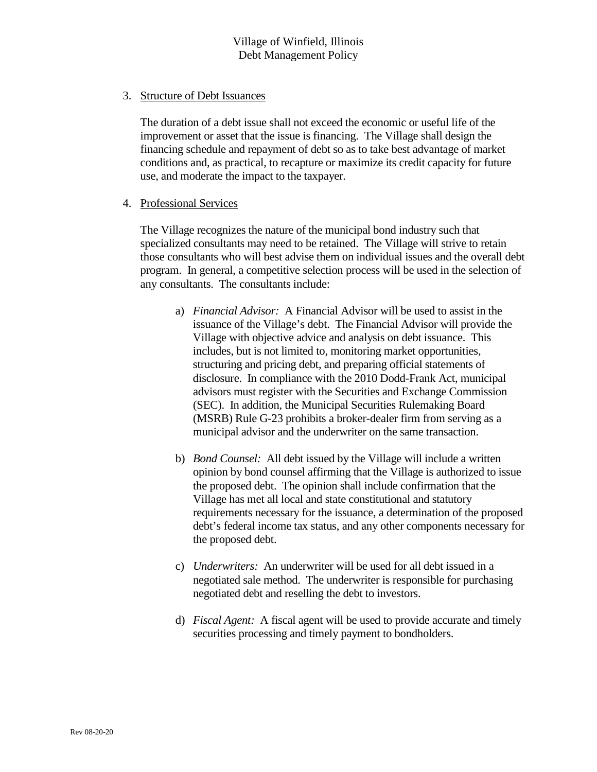3. Structure of Debt Issuances

   The duration of a debt issue shall not exceed the economic or useful life of the improvement or asset that the issue is financing. The Village shall design the financing schedule and repayment of debt so as to take best advantage of market conditions and, as practical, to recapture or maximize its credit capacity for future use, and moderate the impact to the taxpayer.

4. Professional Services

   The Village recognizes the nature of the municipal bond industry such that specialized consultants may need to be retained. The Village will strive to retain those consultants who will best advise them on individual issues and the overall debt program. In general, a competitive selection process will be used in the selection of any consultants. The consultants include:

   a) *Financial Advisor:* A Financial Advisor will be used to assist in the issuance of the Village's debt. The Financial Advisor will provide the Village with objective advice and analysis on debt issuance. This includes, but is not limited to, monitoring market opportunities, structuring and pricing debt, and preparing official statements of disclosure. In compliance with the 2010 Dodd-Frank Act, municipal advisors must register with the Securities and Exchange Commission (SEC). In addition, the Municipal Securities Rulemaking Board (MSRB) Rule G-23 prohibits a broker-dealer firm from serving as a municipal advisor and the underwriter on the same transaction.

   b) *Bond Counsel:* All debt issued by the Village will include a written opinion by bond counsel affirming that the Village is authorized to issue the proposed debt. The opinion shall include confirmation that the Village has met all local and state constitutional and statutory requirements necessary for the issuance, a determination of the proposed debt's federal income tax status, and any other components necessary for the proposed debt.

   c) *Underwriters:* An underwriter will be used for all debt issued in a negotiated sale method. The underwriter is responsible for purchasing negotiated debt and reselling the debt to investors.

   d) *Fiscal Agent:* A fiscal agent will be used to provide accurate and timely securities processing and timely payment to bondholders.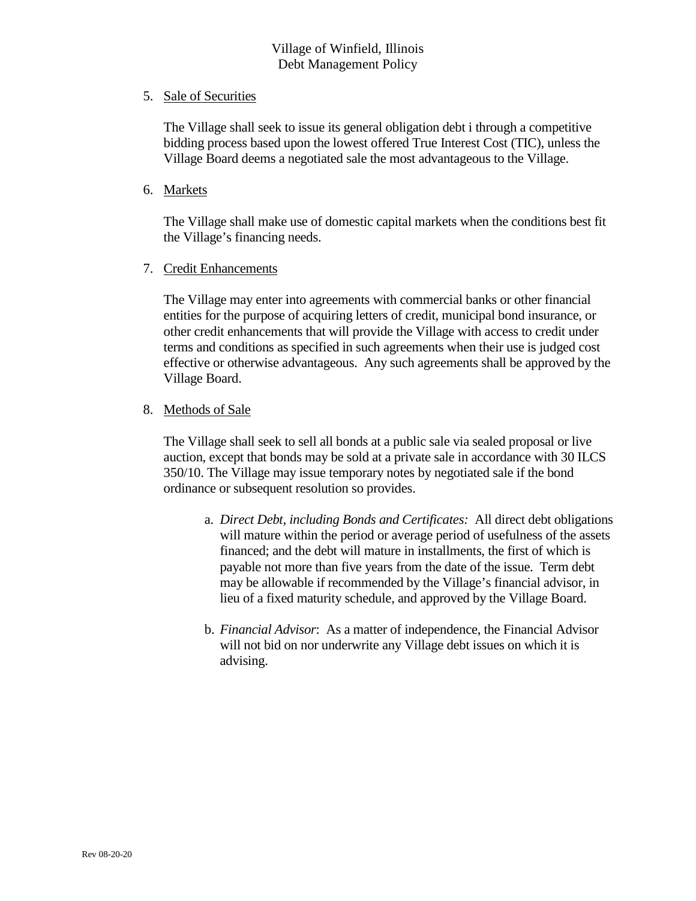5. <u>Sale of Securities</u>

   The Village shall seek to issue its general obligation debt i through a competitive bidding process based upon the lowest offered True Interest Cost (TIC), unless the Village Board deems a negotiated sale the most advantageous to the Village.

6. <u>Markets</u>

   The Village shall make use of domestic capital markets when the conditions best fit the Village's financing needs.

7. <u>Credit Enhancements</u>

   The Village may enter into agreements with commercial banks or other financial entities for the purpose of acquiring letters of credit, municipal bond insurance, or other credit enhancements that will provide the Village with access to credit under terms and conditions as specified in such agreements when their use is judged cost effective or otherwise advantageous. Any such agreements shall be approved by the Village Board.

8. <u>Methods of Sale</u>

   The Village shall seek to sell all bonds at a public sale via sealed proposal or live auction, except that bonds may be sold at a private sale in accordance with 30 ILCS 350/10. The Village may issue temporary notes by negotiated sale if the bond ordinance or subsequent resolution so provides.

   a. *Direct Debt, including Bonds and Certificates:* All direct debt obligations will mature within the period or average period of usefulness of the assets financed; and the debt will mature in installments, the first of which is payable not more than five years from the date of the issue. Term debt may be allowable if recommended by the Village's financial advisor, in lieu of a fixed maturity schedule, and approved by the Village Board.

   b. *Financial Advisor*: As a matter of independence, the Financial Advisor will not bid on nor underwrite any Village debt issues on which it is advising.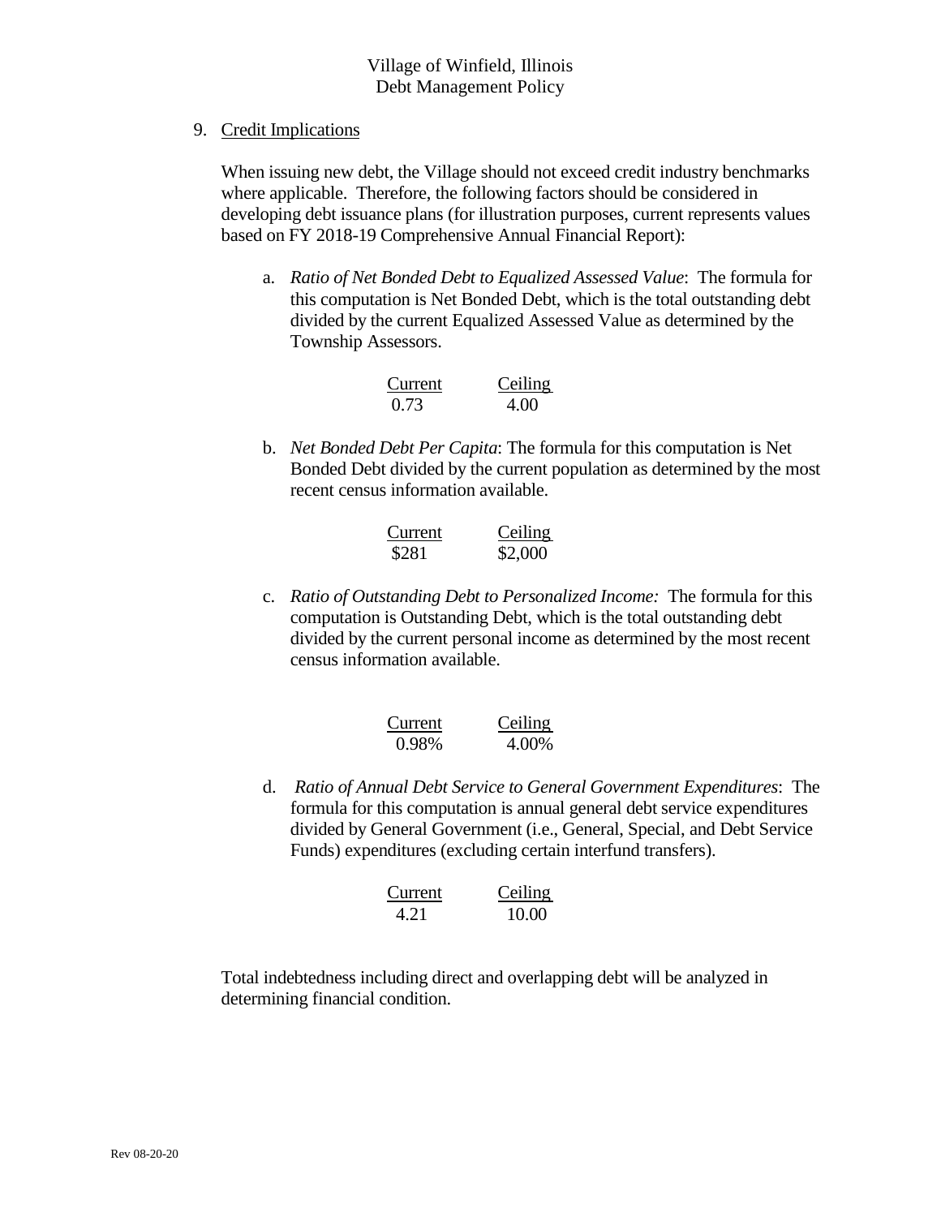9. Credit Implications

   When issuing new debt, the Village should not exceed credit industry benchmarks where applicable. Therefore, the following factors should be considered in developing debt issuance plans (for illustration purposes, current represents values based on FY 2018-19 Comprehensive Annual Financial Report):

   a. *Ratio of Net Bonded Debt to Equalized Assessed Value*: The formula for this computation is Net Bonded Debt, which is the total outstanding debt divided by the current Equalized Assessed Value as determined by the Township Assessors.

   | Current | Ceiling |
   |---|---|
   | 0.73 | 4.00 |

   b. *Net Bonded Debt Per Capita*: The formula for this computation is Net Bonded Debt divided by the current population as determined by the most recent census information available.

   | Current | Ceiling |
   |---|---|
   | $281 | $2,000 |

   c. *Ratio of Outstanding Debt to Personalized Income:* The formula for this computation is Outstanding Debt, which is the total outstanding debt divided by the current personal income as determined by the most recent census information available.

   | Current | Ceiling |
   |---|---|
   | 0.98% | 4.00% |

   d. *Ratio of Annual Debt Service to General Government Expenditures*: The formula for this computation is annual general debt service expenditures divided by General Government (i.e., General, Special, and Debt Service Funds) expenditures (excluding certain interfund transfers).

   | Current | Ceiling |
   |---|---|
   | 4.21 | 10.00 |

   Total indebtedness including direct and overlapping debt will be analyzed in determining financial condition.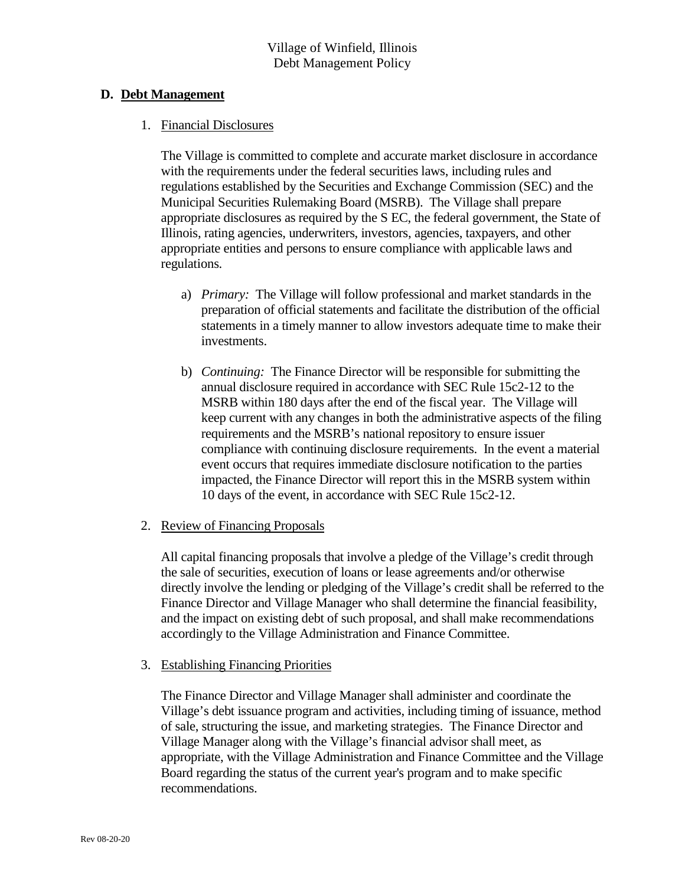## D. Debt Management

1. Financial Disclosures

   The Village is committed to complete and accurate market disclosure in accordance with the requirements under the federal securities laws, including rules and regulations established by the Securities and Exchange Commission (SEC) and the Municipal Securities Rulemaking Board (MSRB). The Village shall prepare appropriate disclosures as required by the S EC, the federal government, the State of Illinois, rating agencies, underwriters, investors, agencies, taxpayers, and other appropriate entities and persons to ensure compliance with applicable laws and regulations.

   a) *Primary:* The Village will follow professional and market standards in the preparation of official statements and facilitate the distribution of the official statements in a timely manner to allow investors adequate time to make their investments.

   b) *Continuing:* The Finance Director will be responsible for submitting the annual disclosure required in accordance with SEC Rule 15c2-12 to the MSRB within 180 days after the end of the fiscal year. The Village will keep current with any changes in both the administrative aspects of the filing requirements and the MSRB's national repository to ensure issuer compliance with continuing disclosure requirements. In the event a material event occurs that requires immediate disclosure notification to the parties impacted, the Finance Director will report this in the MSRB system within 10 days of the event, in accordance with SEC Rule 15c2-12.

2. Review of Financing Proposals

   All capital financing proposals that involve a pledge of the Village's credit through the sale of securities, execution of loans or lease agreements and/or otherwise directly involve the lending or pledging of the Village's credit shall be referred to the Finance Director and Village Manager who shall determine the financial feasibility, and the impact on existing debt of such proposal, and shall make recommendations accordingly to the Village Administration and Finance Committee.

3. Establishing Financing Priorities

   The Finance Director and Village Manager shall administer and coordinate the Village's debt issuance program and activities, including timing of issuance, method of sale, structuring the issue, and marketing strategies. The Finance Director and Village Manager along with the Village's financial advisor shall meet, as appropriate, with the Village Administration and Finance Committee and the Village Board regarding the status of the current year's program and to make specific recommendations.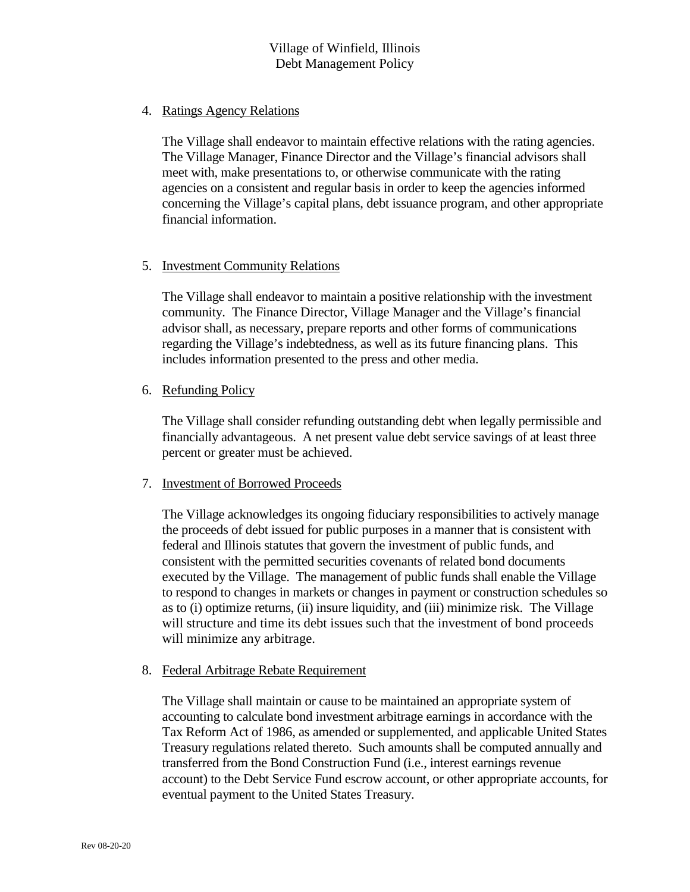4. Ratings Agency Relations

   The Village shall endeavor to maintain effective relations with the rating agencies. The Village Manager, Finance Director and the Village's financial advisors shall meet with, make presentations to, or otherwise communicate with the rating agencies on a consistent and regular basis in order to keep the agencies informed concerning the Village's capital plans, debt issuance program, and other appropriate financial information.

5. Investment Community Relations

   The Village shall endeavor to maintain a positive relationship with the investment community. The Finance Director, Village Manager and the Village's financial advisor shall, as necessary, prepare reports and other forms of communications regarding the Village's indebtedness, as well as its future financing plans. This includes information presented to the press and other media.

6. Refunding Policy

   The Village shall consider refunding outstanding debt when legally permissible and financially advantageous. A net present value debt service savings of at least three percent or greater must be achieved.

7. Investment of Borrowed Proceeds

   The Village acknowledges its ongoing fiduciary responsibilities to actively manage the proceeds of debt issued for public purposes in a manner that is consistent with federal and Illinois statutes that govern the investment of public funds, and consistent with the permitted securities covenants of related bond documents executed by the Village. The management of public funds shall enable the Village to respond to changes in markets or changes in payment or construction schedules so as to (i) optimize returns, (ii) insure liquidity, and (iii) minimize risk. The Village will structure and time its debt issues such that the investment of bond proceeds will minimize any arbitrage.

8. Federal Arbitrage Rebate Requirement

   The Village shall maintain or cause to be maintained an appropriate system of accounting to calculate bond investment arbitrage earnings in accordance with the Tax Reform Act of 1986, as amended or supplemented, and applicable United States Treasury regulations related thereto. Such amounts shall be computed annually and transferred from the Bond Construction Fund (i.e., interest earnings revenue account) to the Debt Service Fund escrow account, or other appropriate accounts, for eventual payment to the United States Treasury.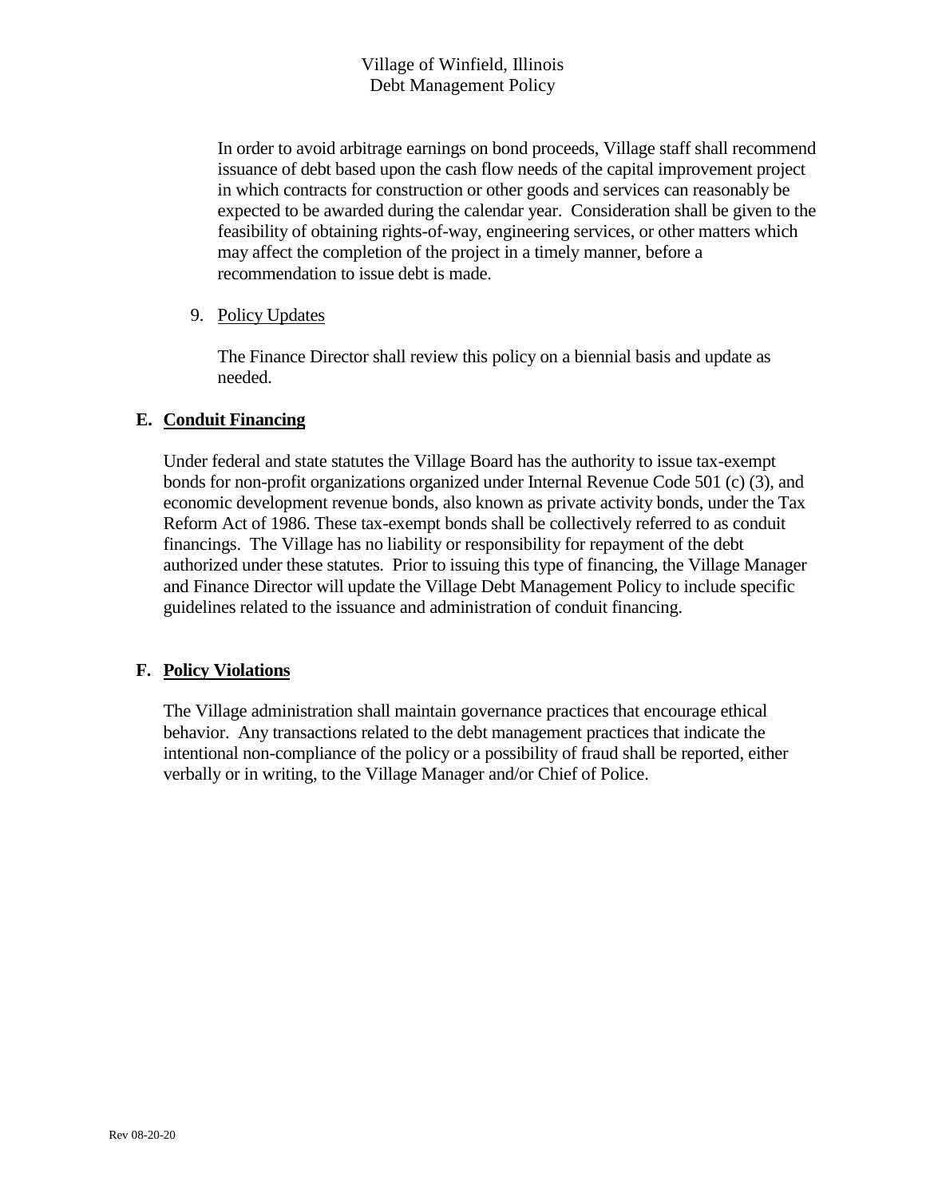In order to avoid arbitrage earnings on bond proceeds, Village staff shall recommend issuance of debt based upon the cash flow needs of the capital improvement project in which contracts for construction or other goods and services can reasonably be expected to be awarded during the calendar year. Consideration shall be given to the feasibility of obtaining rights-of-way, engineering services, or other matters which may affect the completion of the project in a timely manner, before a recommendation to issue debt is made.

9. Policy Updates

   The Finance Director shall review this policy on a biennial basis and update as needed.

## E. Conduit Financing

Under federal and state statutes the Village Board has the authority to issue tax-exempt bonds for non-profit organizations organized under Internal Revenue Code 501 (c) (3), and economic development revenue bonds, also known as private activity bonds, under the Tax Reform Act of 1986. These tax-exempt bonds shall be collectively referred to as conduit financings. The Village has no liability or responsibility for repayment of the debt authorized under these statutes. Prior to issuing this type of financing, the Village Manager and Finance Director will update the Village Debt Management Policy to include specific guidelines related to the issuance and administration of conduit financing.

## F. Policy Violations

The Village administration shall maintain governance practices that encourage ethical behavior. Any transactions related to the debt management practices that indicate the intentional non-compliance of the policy or a possibility of fraud shall be reported, either verbally or in writing, to the Village Manager and/or Chief of Police.